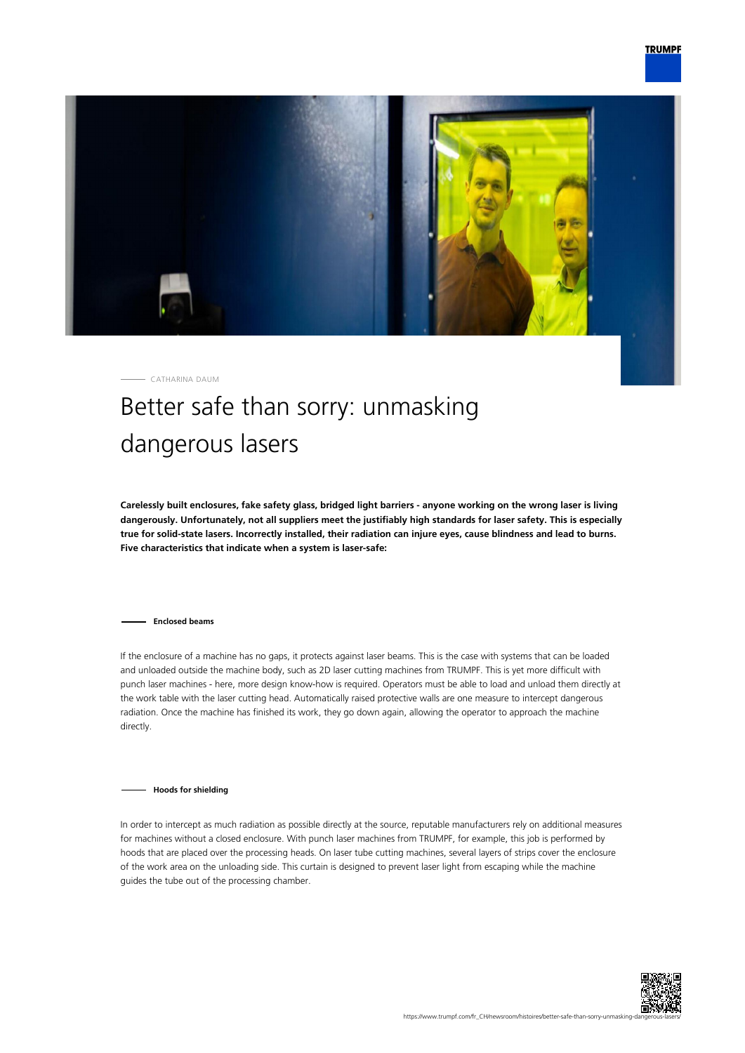CATHARINA DAUM

# Better safe than sorry: unmasking dangerous lasers

**Carelessly built enclosures, fake safety glass, bridged light barriers - anyone working on the wrong laser is living dangerously. Unfortunately, not all suppliers meet the justifiably high standards for laser safety. This is especially true for solid-state lasers. Incorrectly installed, their radiation can injure eyes, cause blindness and lead to burns. Five characteristics that indicate when a system is laser-safe:**

### Enclosed beams

If the enclosure of a machine has no gaps, it protects against laser beams. This is the case with systems that can be loaded and unloaded outside the machine body, such as 2D laser cutting machines from TRUMPF. This is yet more difficult with punch laser machines - here, more design know-how is required. Operators must be able to load and unload them directly at the work table with the laser cutting head. Automatically raised protective walls are one measure to intercept dangerous radiation. Once the machine has finished its work, they go down again, allowing the operator to approach the machine directly.

### Hoods for shielding

In order to intercept as much radiation as possible directly at the source, reputable manufacturers rely on additional measures for machines without a closed enclosure. With punch laser machines from TRUMPF, for example, this job is performed by hoods that are placed over the processing heads. On laser tube cutting machines, several layers of strips cover the enclosure of the work area on the unloading side. This curtain is designed to prevent laser light from escaping while the machine guides the tube out of the processing chamber.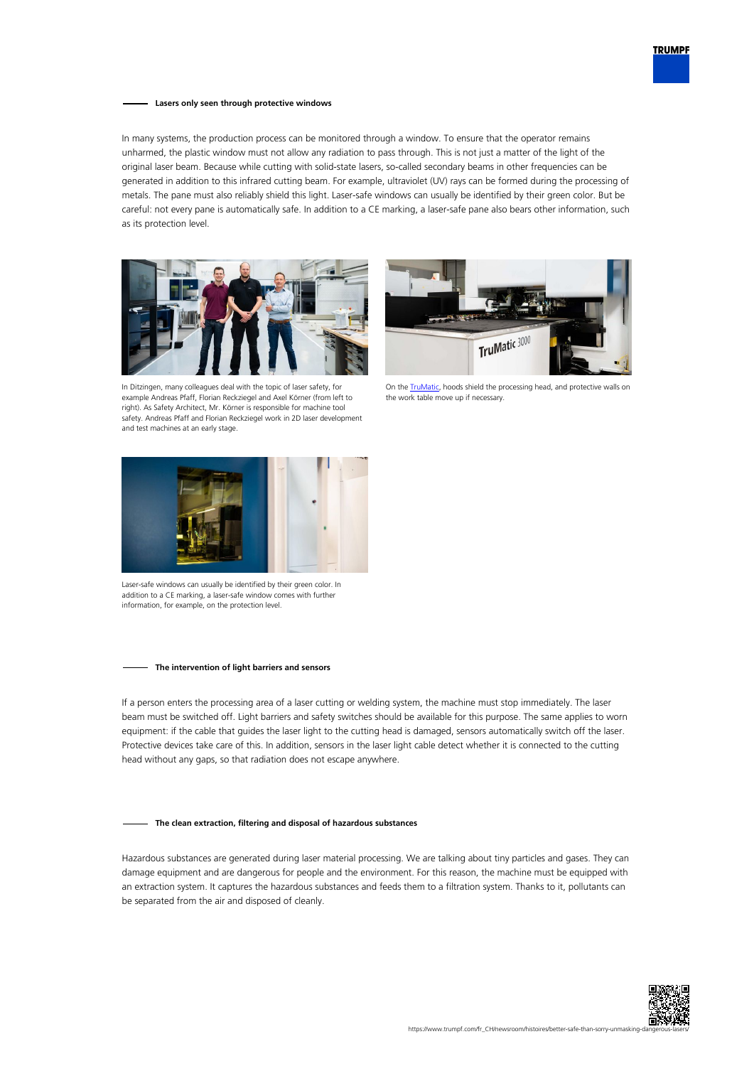## Lasers only seen through protective windows

In many systems, the production process can be monitored through a window. To ensure that the operator remains unharmed, the plastic window must not allow any radiation to pass through. This is not just a matter of the light of the original laser beam. Because while cutting with solid-state lasers, so-called secondary beams in other frequencies can be generated in addition to this infrared cutting beam. For example, ultraviolet (UV) rays can be formed during the processing of metals. The pane must also reliably shield this light. Laser-safe windows can usually be identified by their green color. But be careful: not every pane is automatically safe. In addition to a CE marking, a laser-safe pane also bears other information, such as its protection level.

In Ditzingen, many colleagues deal with the topic of laser safety, for example Andreas Pfaff, Florian Reckziegel and Axel Körner (from left to right). As Safety Architect, Mr. Körner is responsible for machine tool safety. Andreas Pfaff and Florian Reckziegel work in 2D laser development and test machines at an early stage.

On the TruMatic, hoods shield the processing head, and protective walls on the work table move up if necessary.

Laser-safe windows can usually be identified by their green color. In addition to a CE marking, a laser-safe window comes with further information, for example, on the protection level.

## The intervention of light barriers and sensors

If a person enters the processing area of a laser cutting or welding system, the machine must stop immediately. The laser beam must be switched off. Light barriers and safety switches should be available for this purpose. The same applies to worn equipment: if the cable that guides the laser light to the cutting head is damaged, sensors automatically switch off the laser. Protective devices take care of this. In addition, sensors in the laser light cable detect whether it is connected to the cutting head without any gaps, so that radiation does not escape anywhere.

## The clean extraction, filtering and disposal of hazardous substances

Hazardous substances are generated during laser material processing. We are talking about tiny particles and gases. They can damage equipment and are dangerous for people and the environment. For this reason, the machine must be equipped with an extraction system. It captures the hazardous substances and feeds them to a filtration system. Thanks to it, pollutants can be separated from the air and disposed of cleanly.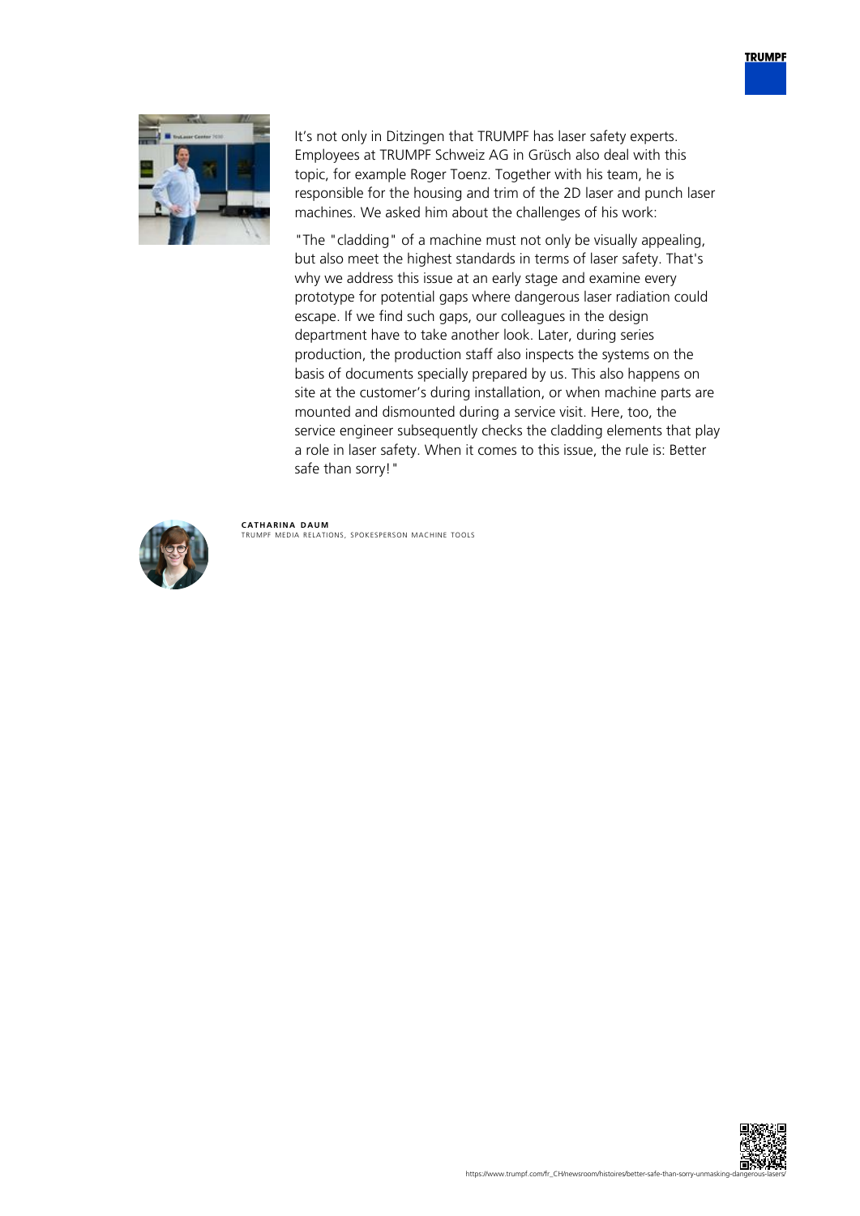It's not only in Ditzingen that TRUMPF has laser safety experts. Employees at TRUMPF Schweiz AG in Grüsch also deal with this topic, for example Roger Toenz. Together with his team, he is responsible for the housing and trim of the 2D laser and punch laser machines. We asked him about the challenges of his work:

"The "cladding" of a machine must not only be visually appealing, but also meet the highest standards in terms of laser safety. That's why we address this issue at an early stage and examine every prototype for potential gaps where dangerous laser radiation could escape. If we find such gaps, our colleagues in the design department have to take another look. Later, during series production, the production staff also inspects the systems on the basis of documents specially prepared by us. This also happens on site at the customer's during installation, or when machine parts are mounted and dismounted during a service visit. Here, too, the service engineer subsequently checks the cladding elements that play a role in laser safety. When it comes to this issue, the rule is: Better safe than sorry!"

**CATHARINA DAUM**
TRUMPF MEDIA RELATIONS, SPOKESPERSON MACHINE TOOLS